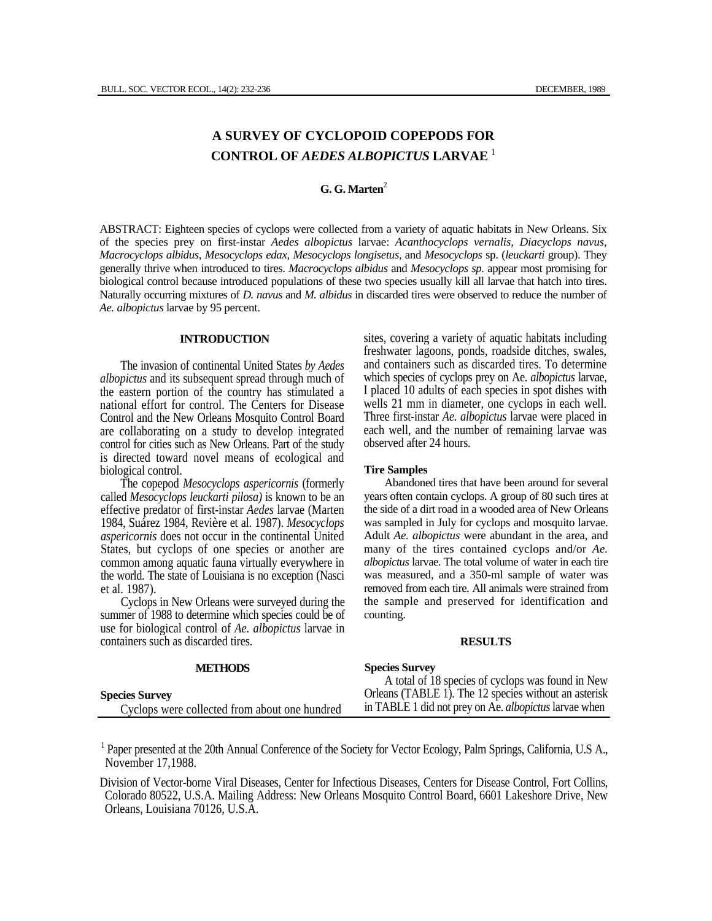# A SURVEY OF CYCLOPOID COPEPODS FOR CONTROL OF *AEDES ALBOPICTUS* LARVAE [1]

**G. G. Marten**[2]

ABSTRACT: Eighteen species of cyclops were collected from a variety of aquatic habitats in New Orleans. Six of the species prey on first-instar *Aedes albopictus* larvae: *Acanthocyclops vernalis, Diacyclops navus, Macrocyclops albidus, Mesocyclops edax, Mesocyclops longisetus,* and *Mesocyclops* sp. (*leuckarti* group). They generally thrive when introduced to tires. *Macrocyclops albidus* and *Mesocyclops sp.* appear most promising for biological control because introduced populations of these two species usually kill all larvae that hatch into tires. Naturally occurring mixtures of *D. navus* and *M. albidus* in discarded tires were observed to reduce the number of *Ae. albopictus* larvae by 95 percent.

## INTRODUCTION

The invasion of continental United States *by Aedes albopictus* and its subsequent spread through much of the eastern portion of the country has stimulated a national effort for control. The Centers for Disease Control and the New Orleans Mosquito Control Board are collaborating on a study to develop integrated control for cities such as New Orleans. Part of the study is directed toward novel means of ecological and biological control.

The copepod *Mesocyclops aspericornis* (formerly called *Mesocyclops leuckarti pilosa)* is known to be an effective predator of first-instar *Aedes* larvae (Marten 1984, Suárez 1984, Revière et al. 1987). *Mesocyclops aspericornis* does not occur in the continental United States, but cyclops of one species or another are common among aquatic fauna virtually everywhere in the world. The state of Louisiana is no exception (Nasci et al. 1987).

Cyclops in New Orleans were surveyed during the summer of 1988 to determine which species could be of use for biological control of *Ae. albopictus* larvae in containers such as discarded tires.

## METHODS

### Species Survey

Cyclops were collected from about one hundred sites, covering a variety of aquatic habitats including freshwater lagoons, ponds, roadside ditches, swales, and containers such as discarded tires. To determine which species of cyclops prey on Ae. *albopictus* larvae, I placed 10 adults of each species in spot dishes with wells 21 mm in diameter, one cyclops in each well. Three first-instar *Ae. albopictus* larvae were placed in each well, and the number of remaining larvae was observed after 24 hours.

### Tire Samples

Abandoned tires that have been around for several years often contain cyclops. A group of 80 such tires at the side of a dirt road in a wooded area of New Orleans was sampled in July for cyclops and mosquito larvae. Adult *Ae. albopictus* were abundant in the area, and many of the tires contained cyclops and/or *Ae. albopictus* larvae. The total volume of water in each tire was measured, and a 350-ml sample of water was removed from each tire. All animals were strained from the sample and preserved for identification and counting.

## RESULTS

### Species Survey

A total of 18 species of cyclops was found in New Orleans (TABLE 1). The 12 species without an asterisk in TABLE 1 did not prey on Ae. *albopictus* larvae when

[1] Paper presented at the 20th Annual Conference of the Society for Vector Ecology, Palm Springs, California, U.S A., November 17,1988.

Division of Vector-borne Viral Diseases, Center for Infectious Diseases, Centers for Disease Control, Fort Collins, Colorado 80522, U.S.A. Mailing Address: New Orleans Mosquito Control Board, 6601 Lakeshore Drive, New Orleans, Louisiana 70126, U.S.A.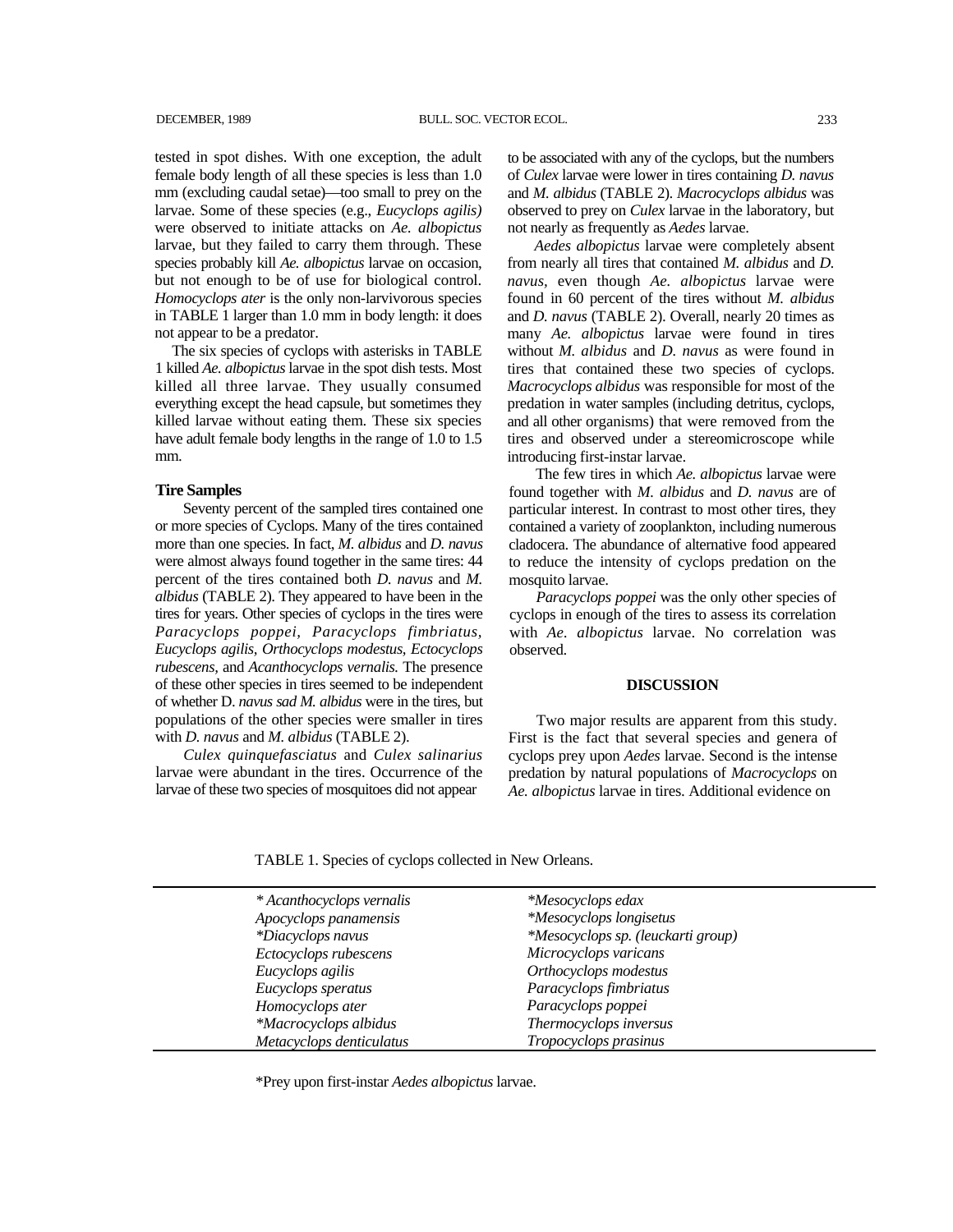tested in spot dishes. With one exception, the adult female body length of all these species is less than 1.0 mm (excluding caudal setae)—too small to prey on the larvae. Some of these species (e.g., *Eucyclops agilis)* were observed to initiate attacks on *Ae. albopictus* larvae, but they failed to carry them through. These species probably kill *Ae. albopictus* larvae on occasion, but not enough to be of use for biological control. *Homocyclops ater* is the only non-larvivorous species in TABLE 1 larger than 1.0 mm in body length: it does not appear to be a predator.

The six species of cyclops with asterisks in TABLE 1 killed *Ae. albopictus* larvae in the spot dish tests. Most killed all three larvae. They usually consumed everything except the head capsule, but sometimes they killed larvae without eating them. These six species have adult female body lengths in the range of 1.0 to 1.5 mm.

### Tire Samples

Seventy percent of the sampled tires contained one or more species of Cyclops. Many of the tires contained more than one species. In fact, *M. albidus* and *D. navus* were almost always found together in the same tires: 44 percent of the tires contained both *D. navus* and *M. albidus* (TABLE 2). They appeared to have been in the tires for years. Other species of cyclops in the tires were *Paracyclops poppei, Paracyclops fimbriatus, Eucyclops agilis, Orthocyclops modestus, Ectocyclops rubescens,* and *Acanthocyclops vernalis.* The presence of these other species in tires seemed to be independent of whether D. *navus sad M. albidus* were in the tires, but populations of the other species were smaller in tires with *D. navus* and *M. albidus* (TABLE 2).

*Culex quinquefasciatus* and *Culex salinarius* larvae were abundant in the tires. Occurrence of the larvae of these two species of mosquitoes did not appear to be associated with any of the cyclops, but the numbers of *Culex* larvae were lower in tires containing *D. navus* and *M. albidus* (TABLE 2). *Macrocyclops albidus* was observed to prey on *Culex* larvae in the laboratory, but not nearly as frequently as *Aedes* larvae.

*Aedes albopictus* larvae were completely absent from nearly all tires that contained *M. albidus* and *D. navus*, even though *Ae. albopictus* larvae were found in 60 percent of the tires without *M. albidus* and *D. navus* (TABLE 2). Overall, nearly 20 times as many *Ae. albopictus* larvae were found in tires without *M. albidus* and *D. navus* as were found in tires that contained these two species of cyclops. *Macrocyclops albidus* was responsible for most of the predation in water samples (including detritus, cyclops, and all other organisms) that were removed from the tires and observed under a stereomicroscope while introducing first-instar larvae.

The few tires in which *Ae. albopictus* larvae were found together with *M. albidus* and *D. navus* are of particular interest. In contrast to most other tires, they contained a variety of zooplankton, including numerous cladocera. The abundance of alternative food appeared to reduce the intensity of cyclops predation on the mosquito larvae.

*Paracyclops poppei* was the only other species of cyclops in enough of the tires to assess its correlation with *Ae. albopictus* larvae. No correlation was observed.

## DISCUSSION

Two major results are apparent from this study. First is the fact that several species and genera of cyclops prey upon *Aedes* larvae. Second is the intense predation by natural populations of *Macrocyclops* on *Ae. albopictus* larvae in tires. Additional evidence on

TABLE 1. Species of cyclops collected in New Orleans.

| | |
|---|---|
| *\* Acanthocyclops vernalis* | *\*Mesocyclops edax* |
| *Apocyclops panamensis* | *\*Mesocyclops longisetus* |
| *\*Diacyclops navus* | *\*Mesocyclops sp. (leuckarti group)* |
| *Ectocyclops rubescens* | *Microcyclops varicans* |
| *Eucyclops agilis* | *Orthocyclops modestus* |
| *Eucyclops speratus* | *Paracyclops fimbriatus* |
| *Homocyclops ater* | *Paracyclops poppei* |
| *\*Macrocyclops albidus* | *Thermocyclops inversus* |
| *Metacyclops denticulatus* | *Tropocyclops prasinus* |

\*Prey upon first-instar *Aedes albopictus* larvae.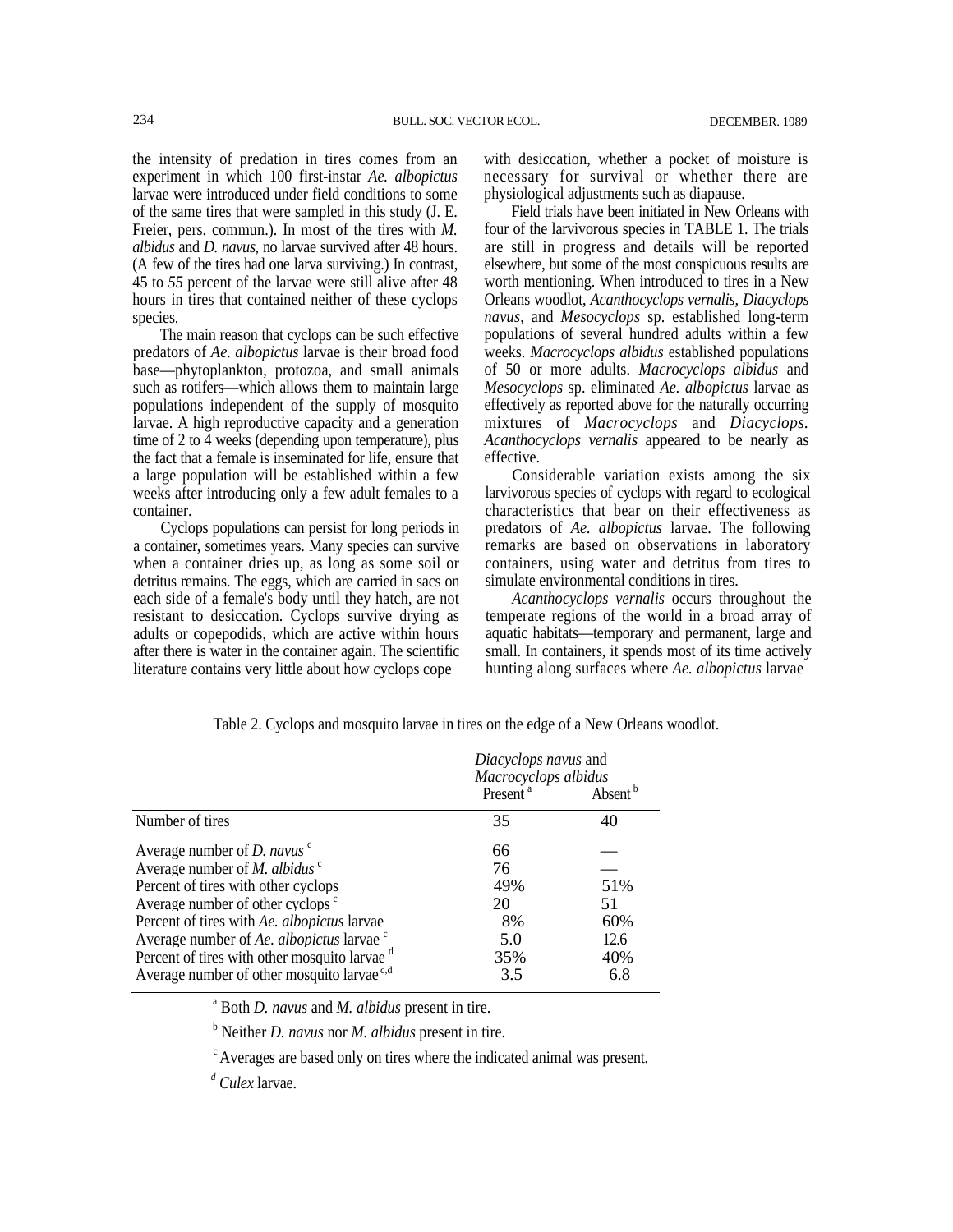the intensity of predation in tires comes from an experiment in which 100 first-instar *Ae. albopictus* larvae were introduced under field conditions to some of the same tires that were sampled in this study (J. E. Freier, pers. commun.). In most of the tires with *M. albidus* and *D. navus*, no larvae survived after 48 hours. (A few of the tires had one larva surviving.) In contrast, 45 to 55 percent of the larvae were still alive after 48 hours in tires that contained neither of these cyclops species.

The main reason that cyclops can be such effective predators of *Ae. albopictus* larvae is their broad food base—phytoplankton, protozoa, and small animals such as rotifers—which allows them to maintain large populations independent of the supply of mosquito larvae. A high reproductive capacity and a generation time of 2 to 4 weeks (depending upon temperature), plus the fact that a female is inseminated for life, ensure that a large population will be established within a few weeks after introducing only a few adult females to a container.

Cyclops populations can persist for long periods in a container, sometimes years. Many species can survive when a container dries up, as long as some soil or detritus remains. The eggs, which are carried in sacs on each side of a female's body until they hatch, are not resistant to desiccation. Cyclops survive drying as adults or copepodids, which are active within hours after there is water in the container again. The scientific literature contains very little about how cyclops cope with desiccation, whether a pocket of moisture is necessary for survival or whether there are physiological adjustments such as diapause.

Field trials have been initiated in New Orleans with four of the larvivorous species in TABLE 1. The trials are still in progress and details will be reported elsewhere, but some of the most conspicuous results are worth mentioning. When introduced to tires in a New Orleans woodlot, *Acanthocyclops vernalis*, *Diacyclops navus*, and *Mesocyclops* sp. established long-term populations of several hundred adults within a few weeks. *Macrocyclops albidus* established populations of 50 or more adults. *Macrocyclops albidus* and *Mesocyclops* sp. eliminated *Ae. albopictus* larvae as effectively as reported above for the naturally occurring mixtures of *Macrocyclops* and *Diacyclops*. *Acanthocyclops vernalis* appeared to be nearly as effective.

Considerable variation exists among the six larvivorous species of cyclops with regard to ecological characteristics that bear on their effectiveness as predators of *Ae. albopictus* larvae. The following remarks are based on observations in laboratory containers, using water and detritus from tires to simulate environmental conditions in tires.

*Acanthocyclops vernalis* occurs throughout the temperate regions of the world in a broad array of aquatic habitats—temporary and permanent, large and small. In containers, it spends most of its time actively hunting along surfaces where *Ae. albopictus* larvae

Table 2. Cyclops and mosquito larvae in tires on the edge of a New Orleans woodlot.

| | *Diacyclops navus* and *Macrocyclops albidus* Present [a] | *Diacyclops navus* and *Macrocyclops albidus* Absent [b] |
|---|---|---|
| Number of tires | 35 | 40 |
| Average number of *D. navus* [c] | 66 | — |
| Average number of *M. albidus* [c] | 76 | — |
| Percent of tires with other cyclops | 49% | 51% |
| Average number of other cyclops [c] | 20 | 51 |
| Percent of tires with *Ae. albopictus* larvae | 8% | 60% |
| Average number of *Ae. albopictus* larvae [c] | 5.0 | 12.6 |
| Percent of tires with other mosquito larvae [d] | 35% | 40% |
| Average number of other mosquito larvae [c,d] | 3.5 | 6.8 |

[a] Both *D. navus* and *M. albidus* present in tire.

[b] Neither *D. navus* nor *M. albidus* present in tire.

[c] Averages are based only on tires where the indicated animal was present.

[d] *Culex* larvae.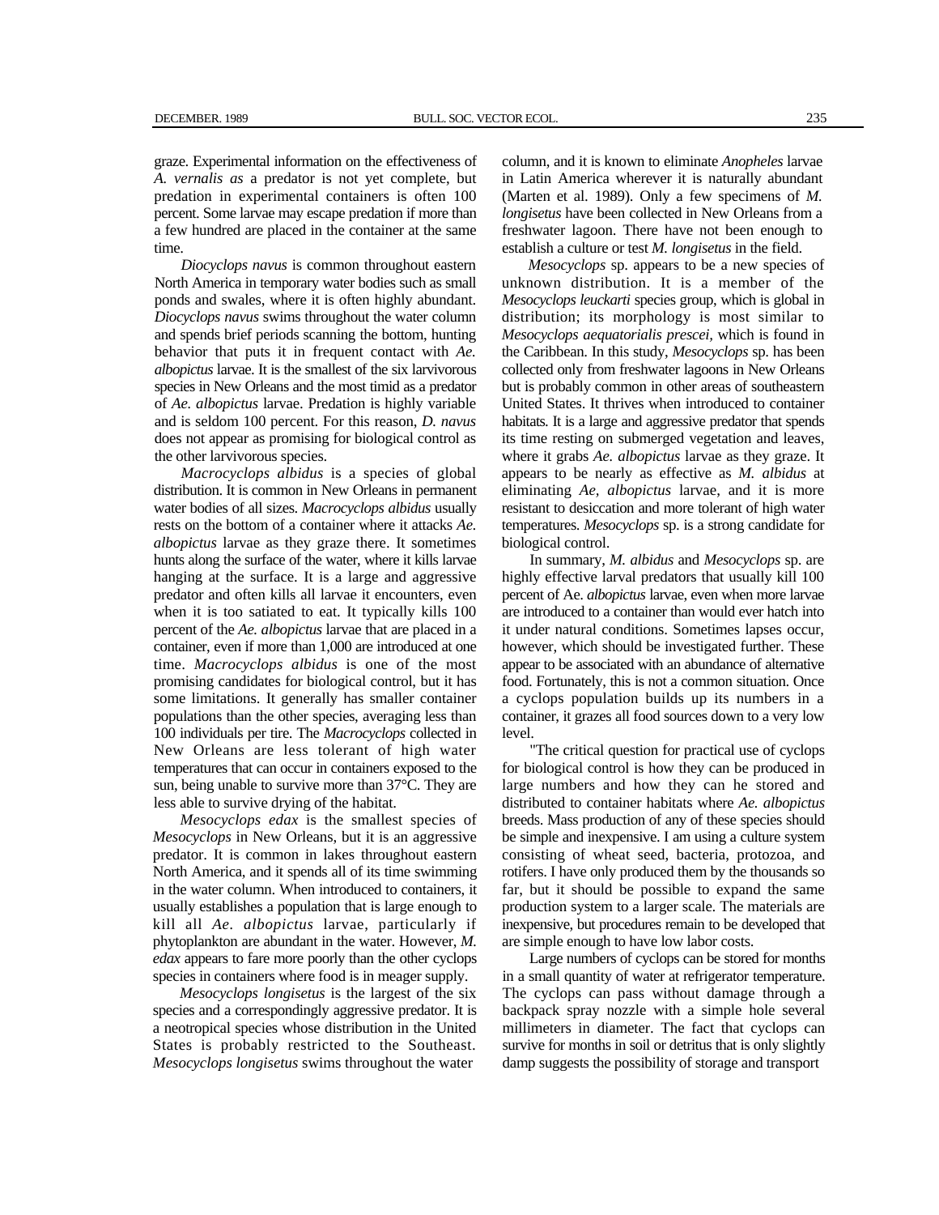graze. Experimental information on the effectiveness of *A. vernalis as* a predator is not yet complete, but predation in experimental containers is often 100 percent. Some larvae may escape predation if more than a few hundred are placed in the container at the same time.

*Diocyclops navus* is common throughout eastern North America in temporary water bodies such as small ponds and swales, where it is often highly abundant. *Diocyclops navus* swims throughout the water column and spends brief periods scanning the bottom, hunting behavior that puts it in frequent contact with *Ae. albopictus* larvae. It is the smallest of the six larvivorous species in New Orleans and the most timid as a predator of *Ae. albopictus* larvae. Predation is highly variable and is seldom 100 percent. For this reason, *D. navus* does not appear as promising for biological control as the other larvivorous species.

*Macrocyclops albidus* is a species of global distribution. It is common in New Orleans in permanent water bodies of all sizes. *Macrocyclops albidus* usually rests on the bottom of a container where it attacks *Ae. albopictus* larvae as they graze there. It sometimes hunts along the surface of the water, where it kills larvae hanging at the surface. It is a large and aggressive predator and often kills all larvae it encounters, even when it is too satiated to eat. It typically kills 100 percent of the *Ae. albopictus* larvae that are placed in a container, even if more than 1,000 are introduced at one time. *Macrocyclops albidus* is one of the most promising candidates for biological control, but it has some limitations. It generally has smaller container populations than the other species, averaging less than 100 individuals per tire. The *Macrocyclops* collected in New Orleans are less tolerant of high water temperatures that can occur in containers exposed to the sun, being unable to survive more than 37°C. They are less able to survive drying of the habitat.

*Mesocyclops edax* is the smallest species of *Mesocyclops* in New Orleans, but it is an aggressive predator. It is common in lakes throughout eastern North America, and it spends all of its time swimming in the water column. When introduced to containers, it usually establishes a population that is large enough to kill all *Ae. albopictus* larvae, particularly if phytoplankton are abundant in the water. However, *M. edax* appears to fare more poorly than the other cyclops species in containers where food is in meager supply.

*Mesocyclops longisetus* is the largest of the six species and a correspondingly aggressive predator. It is a neotropical species whose distribution in the United States is probably restricted to the Southeast. *Mesocyclops longisetus* swims throughout the water column, and it is known to eliminate *Anopheles* larvae in Latin America wherever it is naturally abundant (Marten et al. 1989). Only a few specimens of *M. longisetus* have been collected in New Orleans from a freshwater lagoon. There have not been enough to establish a culture or test *M. longisetus* in the field.

*Mesocyclops* sp. appears to be a new species of unknown distribution. It is a member of the *Mesocyclops leuckarti* species group, which is global in distribution; its morphology is most similar to *Mesocyclops aequatorialis prescei,* which is found in the Caribbean. In this study, *Mesocyclops* sp. has been collected only from freshwater lagoons in New Orleans but is probably common in other areas of southeastern United States. It thrives when introduced to container habitats. It is a large and aggressive predator that spends its time resting on submerged vegetation and leaves, where it grabs *Ae. albopictus* larvae as they graze. It appears to be nearly as effective as *M. albidus* at eliminating *Ae, albopictus* larvae, and it is more resistant to desiccation and more tolerant of high water temperatures. *Mesocyclops* sp. is a strong candidate for biological control.

In summary, *M. albidus* and *Mesocyclops* sp. are highly effective larval predators that usually kill 100 percent of Ae. *albopictus* larvae, even when more larvae are introduced to a container than would ever hatch into it under natural conditions. Sometimes lapses occur, however, which should be investigated further. These appear to be associated with an abundance of alternative food. Fortunately, this is not a common situation. Once a cyclops population builds up its numbers in a container, it grazes all food sources down to a very low level.

"The critical question for practical use of cyclops for biological control is how they can be produced in large numbers and how they can he stored and distributed to container habitats where *Ae. albopictus* breeds. Mass production of any of these species should be simple and inexpensive. I am using a culture system consisting of wheat seed, bacteria, protozoa, and rotifers. I have only produced them by the thousands so far, but it should be possible to expand the same production system to a larger scale. The materials are inexpensive, but procedures remain to be developed that are simple enough to have low labor costs.

Large numbers of cyclops can be stored for months in a small quantity of water at refrigerator temperature. The cyclops can pass without damage through a backpack spray nozzle with a simple hole several millimeters in diameter. The fact that cyclops can survive for months in soil or detritus that is only slightly damp suggests the possibility of storage and transport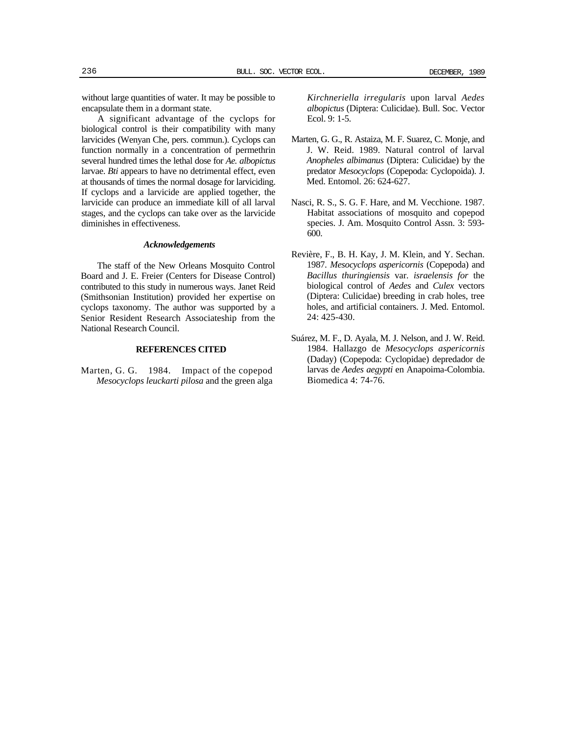without large quantities of water. It may be possible to encapsulate them in a dormant state.

A significant advantage of the cyclops for biological control is their compatibility with many larvicides (Wenyan Che, pers. commun.). Cyclops can function normally in a concentration of permethrin several hundred times the lethal dose for *Ae. albopictus* larvae. *Bti* appears to have no detrimental effect, even at thousands of times the normal dosage for larviciding. If cyclops and a larvicide are applied together, the larvicide can produce an immediate kill of all larval stages, and the cyclops can take over as the larvicide diminishes in effectiveness.

### *Acknowledgements*

The staff of the New Orleans Mosquito Control Board and J. E. Freier (Centers for Disease Control) contributed to this study in numerous ways. Janet Reid (Smithsonian Institution) provided her expertise on cyclops taxonomy. The author was supported by a Senior Resident Research Associateship from the National Research Council.

### REFERENCES CITED

Marten, G. G. 1984. Impact of the copepod *Mesocyclops leuckarti pilosa* and the green alga *Kirchneriella irregularis* upon larval *Aedes albopictus* (Diptera: Culicidae). Bull. Soc. Vector Ecol. 9: 1-5.

Marten, G. G., R. Astaiza, M. F. Suarez, C. Monje, and J. W. Reid. 1989. Natural control of larval *Anopheles albimanus* (Diptera: Culicidae) by the predator *Mesocyclops* (Copepoda: Cyclopoida). J. Med. Entomol. 26: 624-627.

Nasci, R. S., S. G. F. Hare, and M. Vecchione. 1987. Habitat associations of mosquito and copepod species. J. Am. Mosquito Control Assn. 3: 593-600.

Revière, F., B. H. Kay, J. M. Klein, and Y. Sechan. 1987. *Mesocyclops aspericornis* (Copepoda) and *Bacillus thuringiensis* var. *israelensis for* the biological control of *Aedes* and *Culex* vectors (Diptera: Culicidae) breeding in crab holes, tree holes, and artificial containers. J. Med. Entomol. 24: 425-430.

Suárez, M. F., D. Ayala, M. J. Nelson, and J. W. Reid. 1984. Hallazgo de *Mesocyclops aspericornis* (Daday) (Copepoda: Cyclopidae) depredador de larvas de *Aedes aegypti* en Anapoima-Colombia. Biomedica 4: 74-76.